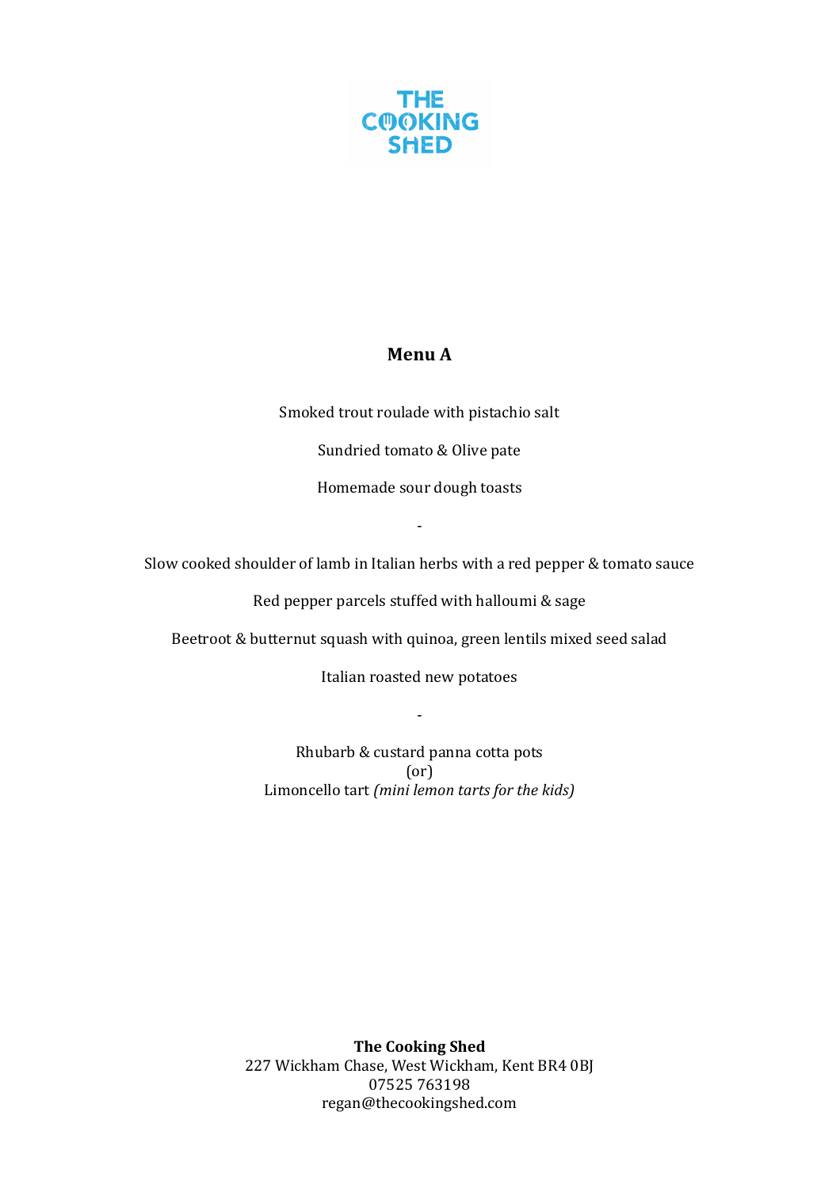THE COOKING SHED

## Menu A

Smoked trout roulade with pistachio salt

Sundried tomato & Olive pate

Homemade sour dough toasts

-

Slow cooked shoulder of lamb in Italian herbs with a red pepper & tomato sauce

Red pepper parcels stuffed with halloumi & sage

Beetroot & butternut squash with quinoa, green lentils mixed seed salad

Italian roasted new potatoes

-

Rhubarb & custard panna cotta pots
(or)
Limoncello tart *(mini lemon tarts for the kids)*

**The Cooking Shed**
227 Wickham Chase, West Wickham, Kent BR4 0BJ
07525 763198
regan@thecookingshed.com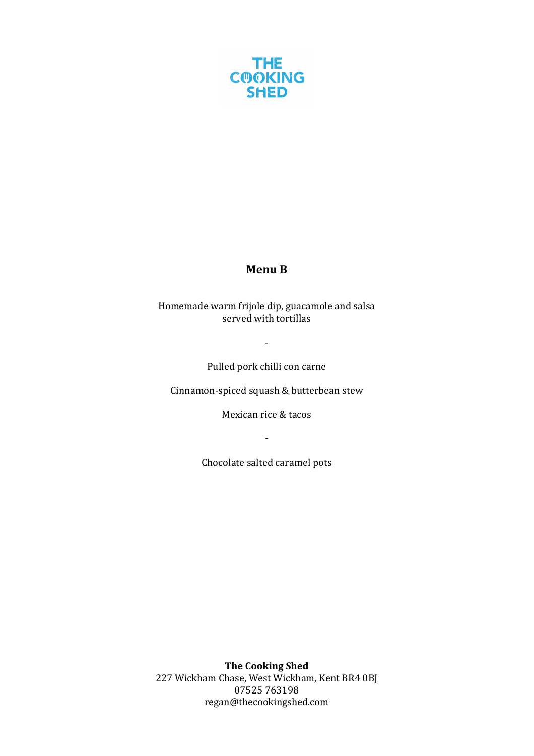THE COOKING SHED

## Menu B

Homemade warm frijole dip, guacamole and salsa served with tortillas

-

Pulled pork chilli con carne

Cinnamon-spiced squash & butterbean stew

Mexican rice & tacos

-

Chocolate salted caramel pots

**The Cooking Shed**
227 Wickham Chase, West Wickham, Kent BR4 0BJ
07525 763198
regan@thecookingshed.com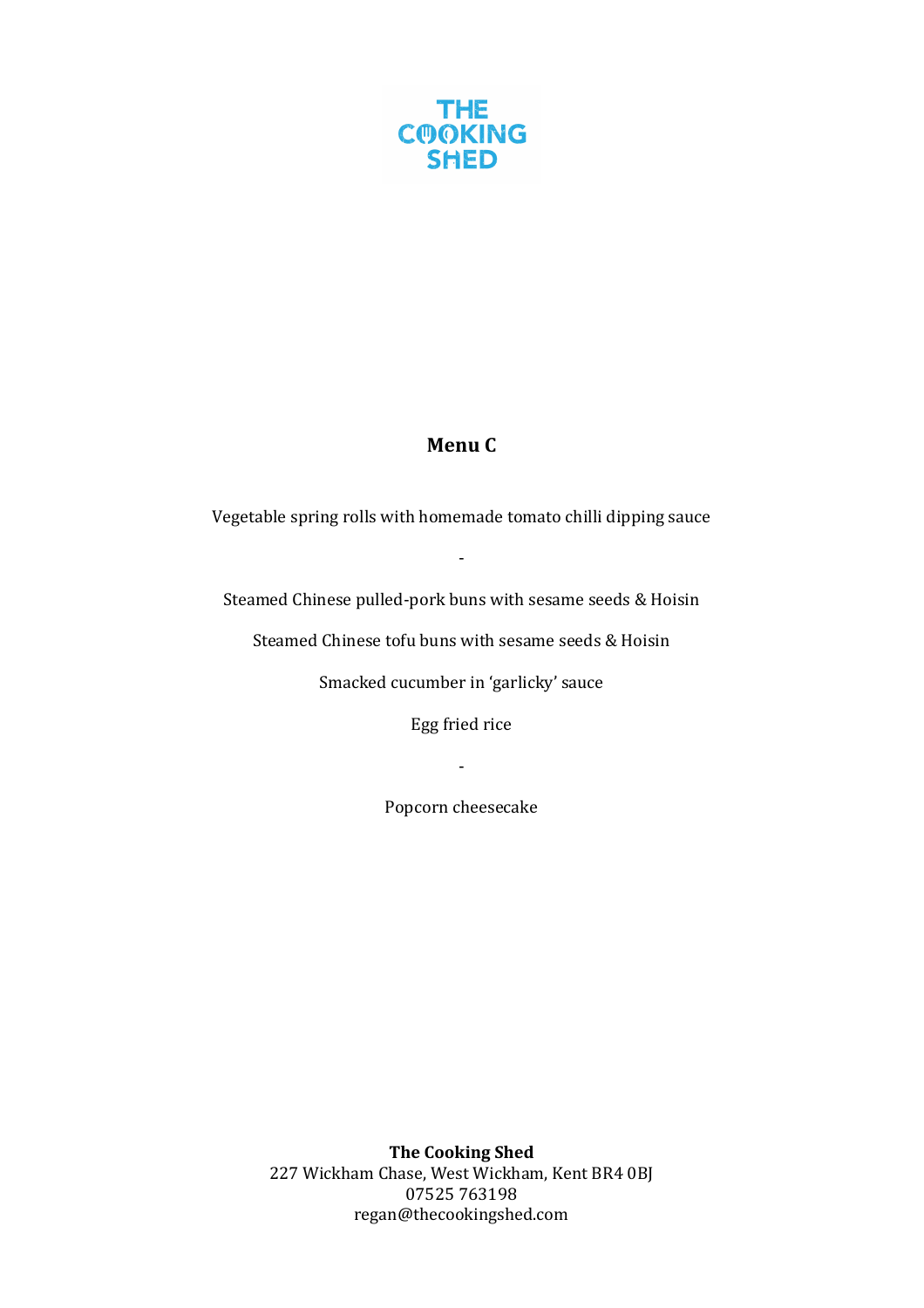THE COOKING SHED

## Menu C

Vegetable spring rolls with homemade tomato chilli dipping sauce

-

Steamed Chinese pulled-pork buns with sesame seeds & Hoisin

Steamed Chinese tofu buns with sesame seeds & Hoisin

Smacked cucumber in 'garlicky' sauce

Egg fried rice

-

Popcorn cheesecake

**The Cooking Shed**
227 Wickham Chase, West Wickham, Kent BR4 0BJ
07525 763198
regan@thecookingshed.com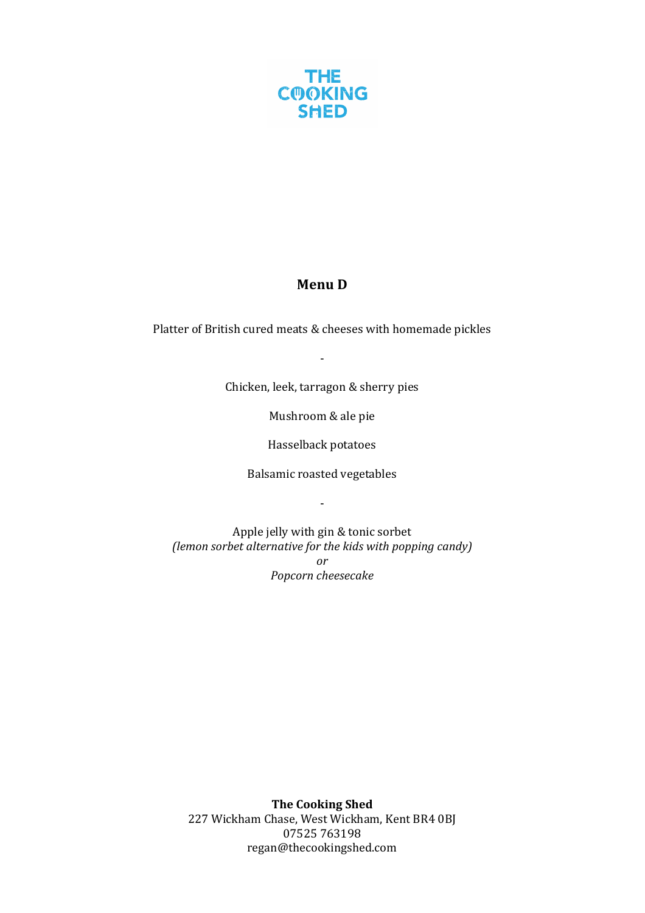THE COOKING SHED

## Menu D

Platter of British cured meats & cheeses with homemade pickles

-

Chicken, leek, tarragon & sherry pies

Mushroom & ale pie

Hasselback potatoes

Balsamic roasted vegetables

-

Apple jelly with gin & tonic sorbet
*(lemon sorbet alternative for the kids with popping candy)*
*or*
*Popcorn cheesecake*

**The Cooking Shed**
227 Wickham Chase, West Wickham, Kent BR4 0BJ
07525 763198
regan@thecookingshed.com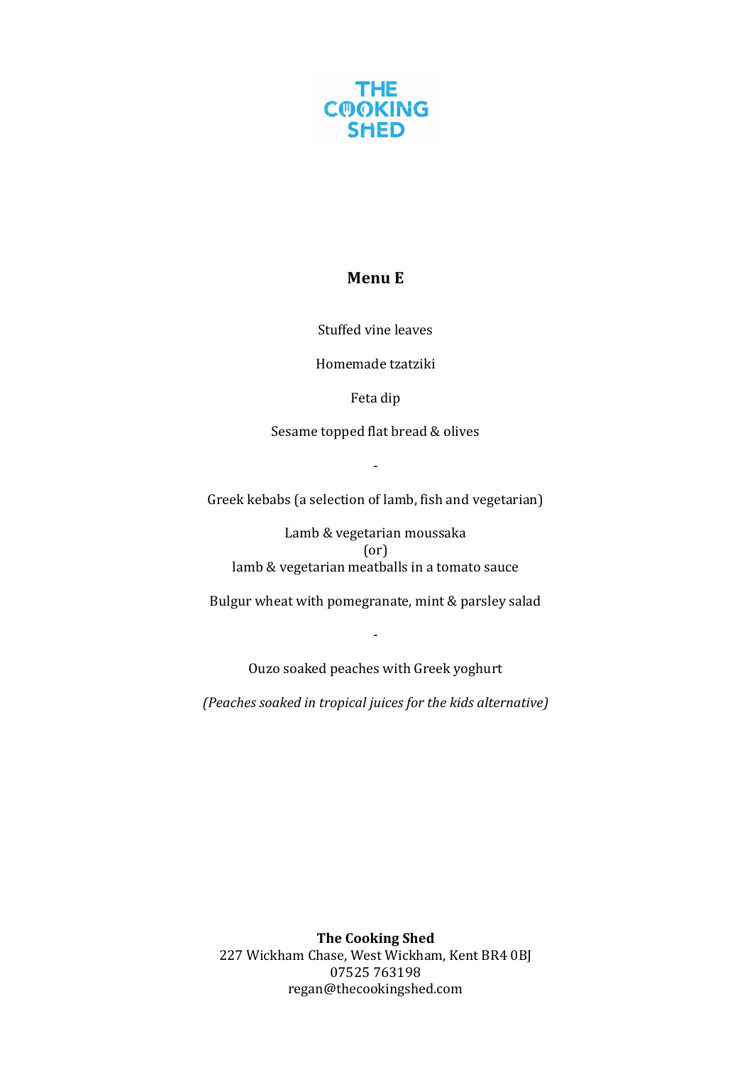THE COOKING SHED

## Menu E

Stuffed vine leaves

Homemade tzatziki

Feta dip

Sesame topped flat bread & olives

-

Greek kebabs (a selection of lamb, fish and vegetarian)

Lamb & vegetarian moussaka
(or)
lamb & vegetarian meatballs in a tomato sauce

Bulgur wheat with pomegranate, mint & parsley salad

-

Ouzo soaked peaches with Greek yoghurt

*(Peaches soaked in tropical juices for the kids alternative)*

**The Cooking Shed**
227 Wickham Chase, West Wickham, Kent BR4 0BJ
07525 763198
regan@thecookingshed.com